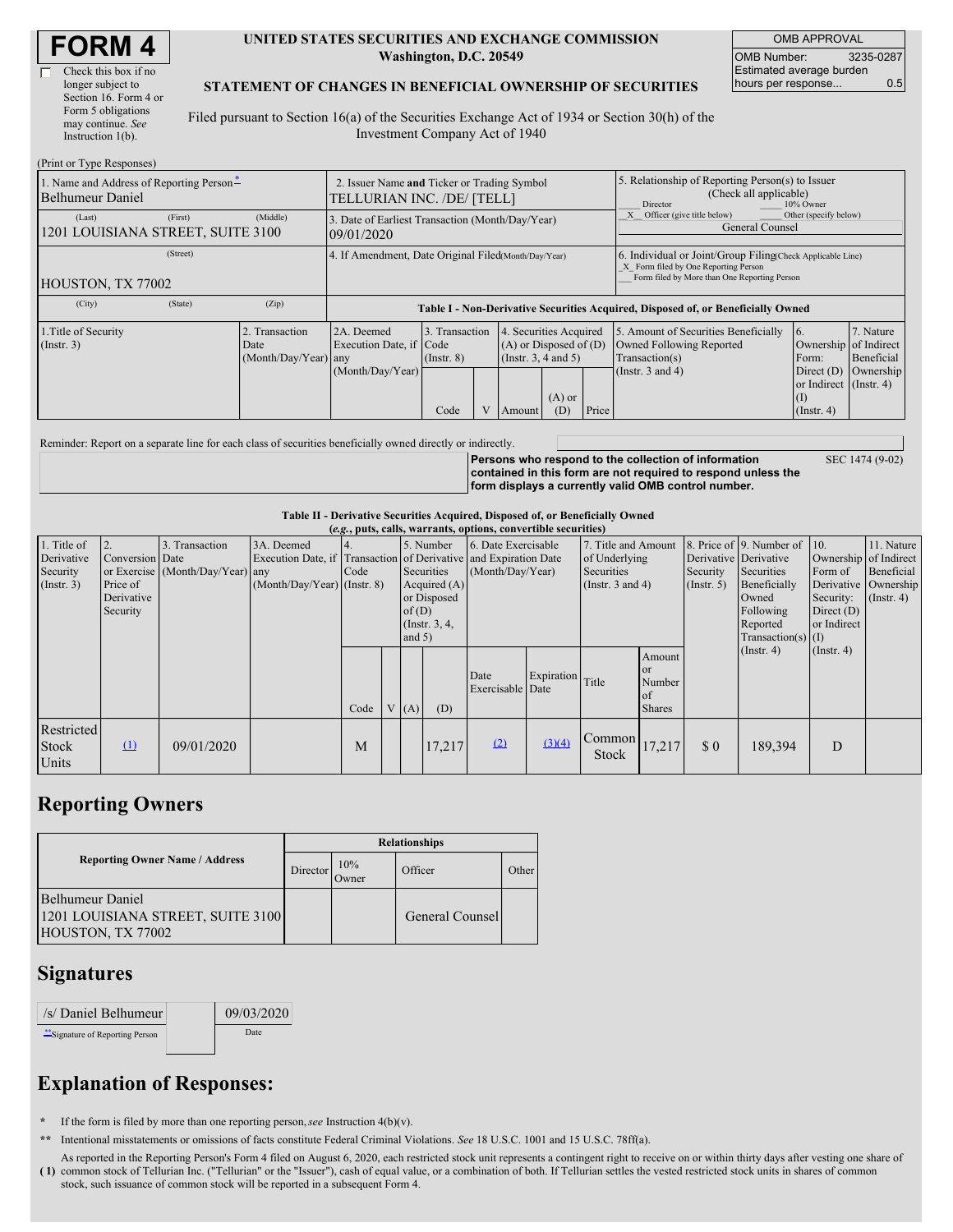# FORM 4

☐ Check this box if no longer subject to Section 16. Form 4 or Form 5 obligations may continue. *See* Instruction 1(b).

**UNITED STATES SECURITIES AND EXCHANGE COMMISSION**
**Washington, D.C. 20549**

**STATEMENT OF CHANGES IN BENEFICIAL OWNERSHIP OF SECURITIES**

Filed pursuant to Section 16(a) of the Securities Exchange Act of 1934 or Section 30(h) of the Investment Company Act of 1940

| OMB APPROVAL | |
|---|---|
| OMB Number: | 3235-0287 |
| Estimated average burden hours per response... | 0.5 |

(Print or Type Responses)

| | | |
|---|---|---|
| 1. Name and Address of Reporting Person* Belhumeur Daniel | 2. Issuer Name **and** Ticker or Trading Symbol TELLURIAN INC. /DE/ [TELL] | 5. Relationship of Reporting Person(s) to Issuer (Check all applicable) ___ Director ___ 10% Owner _X_ Officer (give title below) ___ Other (specify below) General Counsel |
| (Last) (First) (Middle) 1201 LOUISIANA STREET, SUITE 3100 | 3. Date of Earliest Transaction (Month/Day/Year) 09/01/2020 | |
| (Street) HOUSTON, TX 77002 | 4. If Amendment, Date Original Filed(Month/Day/Year) | 6. Individual or Joint/Group Filing(Check Applicable Line) _X_ Form filed by One Reporting Person ___ Form filed by More than One Reporting Person |
| (City) (State) (Zip) | | |

**Table I - Non-Derivative Securities Acquired, Disposed of, or Beneficially Owned**

| 1.Title of Security (Instr. 3) | 2. Transaction Date (Month/Day/Year) | 2A. Deemed Execution Date, if any (Month/Day/Year) | 3. Transaction Code (Instr. 8) | | 4. Securities Acquired (A) or Disposed of (D) (Instr. 3, 4 and 5) | | | 5. Amount of Securities Beneficially Owned Following Reported Transaction(s) (Instr. 3 and 4) | 6. Ownership Form: Direct (D) or Indirect (I) (Instr. 4) | 7. Nature of Indirect Beneficial Ownership (Instr. 4) |
|---|---|---|---|---|---|---|---|---|---|---|
| | | | Code | V | Amount | (A) or (D) | Price | | | |

Reminder: Report on a separate line for each class of securities beneficially owned directly or indirectly.

**Persons who respond to the collection of information contained in this form are not required to respond unless the form displays a currently valid OMB control number.** SEC 1474 (9-02)

**Table II - Derivative Securities Acquired, Disposed of, or Beneficially Owned**
**(*e.g.*, puts, calls, warrants, options, convertible securities)**

| 1. Title of Derivative Security (Instr. 3) | 2. Conversion or Exercise Price of Derivative Security | 3. Transaction Date (Month/Day/Year) | 3A. Deemed Execution Date, if any (Month/Day/Year) | 4. Transaction Code (Instr. 8) | | 5. Number of Derivative Securities Acquired (A) or Disposed of (D) (Instr. 3, 4, and 5) | | 6. Date Exercisable and Expiration Date (Month/Day/Year) | | 7. Title and Amount of Underlying Securities (Instr. 3 and 4) | | 8. Price of Derivative Security (Instr. 5) | 9. Number of Derivative Securities Beneficially Owned Following Reported Transaction(s) (Instr. 4) | 10. Ownership Form of Derivative Security: Direct (D) or Indirect (I) (Instr. 4) | 11. Nature of Indirect Beneficial Ownership (Instr. 4) |
|---|---|---|---|---|---|---|---|---|---|---|---|---|---|---|---|
| | | | | Code | V | (A) | (D) | Date Exercisable | Expiration Date | Title | Amount or Number of Shares | | | | |
| Restricted Stock Units | (1) | 09/01/2020 | | M | | | 17,217 | (2) | (3)(4) | Common Stock | 17,217 | $ 0 | 189,394 | D | |

## Reporting Owners

| Reporting Owner Name / Address | Relationships | | | |
|---|---|---|---|---|
| | Director | 10% Owner | Officer | Other |
| Belhumeur Daniel 1201 LOUISIANA STREET, SUITE 3100 HOUSTON, TX 77002 | | | General Counsel | |

## Signatures

| /s/ Daniel Belhumeur | 09/03/2020 |
|---|---|
| **Signature of Reporting Person | Date |

## Explanation of Responses:

\* If the form is filed by more than one reporting person, *see* Instruction 4(b)(v).

\*\* Intentional misstatements or omissions of facts constitute Federal Criminal Violations. *See* 18 U.S.C. 1001 and 15 U.S.C. 78ff(a).

( 1) As reported in the Reporting Person's Form 4 filed on August 6, 2020, each restricted stock unit represents a contingent right to receive on or within thirty days after vesting one share of common stock of Tellurian Inc. ("Tellurian" or the "Issuer"), cash of equal value, or a combination of both. If Tellurian settles the vested restricted stock units in shares of common stock, such issuance of common stock will be reported in a subsequent Form 4.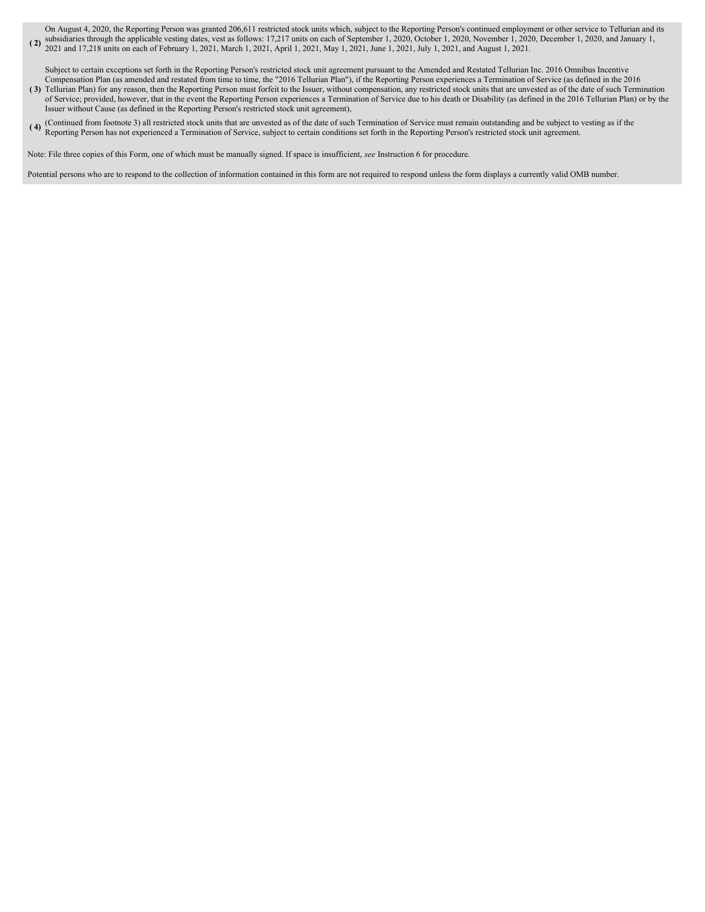( 2) On August 4, 2020, the Reporting Person was granted 206,611 restricted stock units which, subject to the Reporting Person's continued employment or other service to Tellurian and its subsidiaries through the applicable vesting dates, vest as follows: 17,217 units on each of September 1, 2020, October 1, 2020, November 1, 2020, December 1, 2020, and January 1, 2021 and 17,218 units on each of February 1, 2021, March 1, 2021, April 1, 2021, May 1, 2021, June 1, 2021, July 1, 2021, and August 1, 2021.

( 3) Subject to certain exceptions set forth in the Reporting Person's restricted stock unit agreement pursuant to the Amended and Restated Tellurian Inc. 2016 Omnibus Incentive Compensation Plan (as amended and restated from time to time, the "2016 Tellurian Plan"), if the Reporting Person experiences a Termination of Service (as defined in the 2016 Tellurian Plan) for any reason, then the Reporting Person must forfeit to the Issuer, without compensation, any restricted stock units that are unvested as of the date of such Termination of Service; provided, however, that in the event the Reporting Person experiences a Termination of Service due to his death or Disability (as defined in the 2016 Tellurian Plan) or by the Issuer without Cause (as defined in the Reporting Person's restricted stock unit agreement),

( 4) (Continued from footnote 3) all restricted stock units that are unvested as of the date of such Termination of Service must remain outstanding and be subject to vesting as if the Reporting Person has not experienced a Termination of Service, subject to certain conditions set forth in the Reporting Person's restricted stock unit agreement.

Note: File three copies of this Form, one of which must be manually signed. If space is insufficient, *see* Instruction 6 for procedure.

Potential persons who are to respond to the collection of information contained in this form are not required to respond unless the form displays a currently valid OMB number.